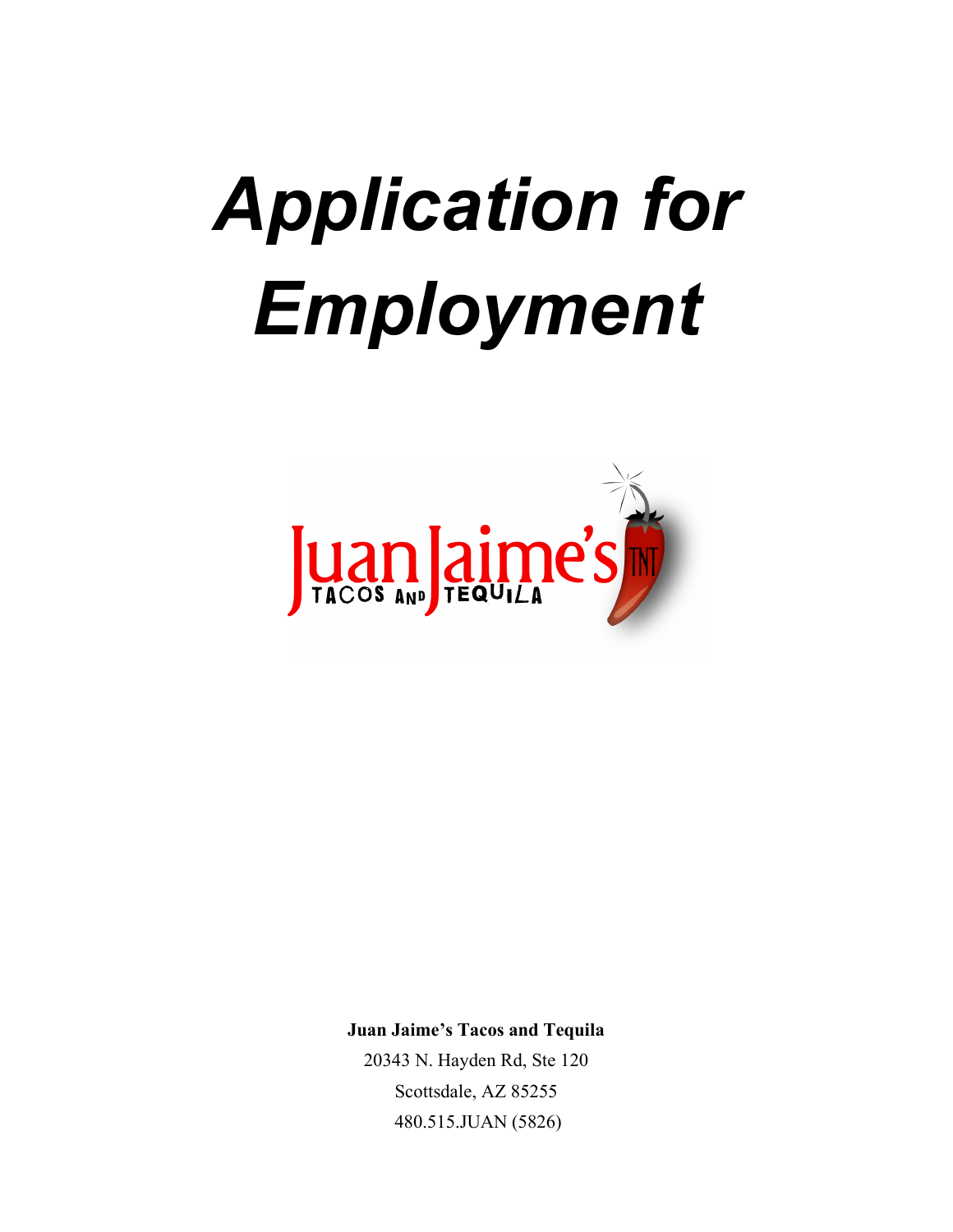# *Application for Employment*

Juan Jaime's TNT
TACOS AND TEQUILA

**Juan Jaime's Tacos and Tequila**
20343 N. Hayden Rd, Ste 120
Scottsdale, AZ 85255
480.515.JUAN (5826)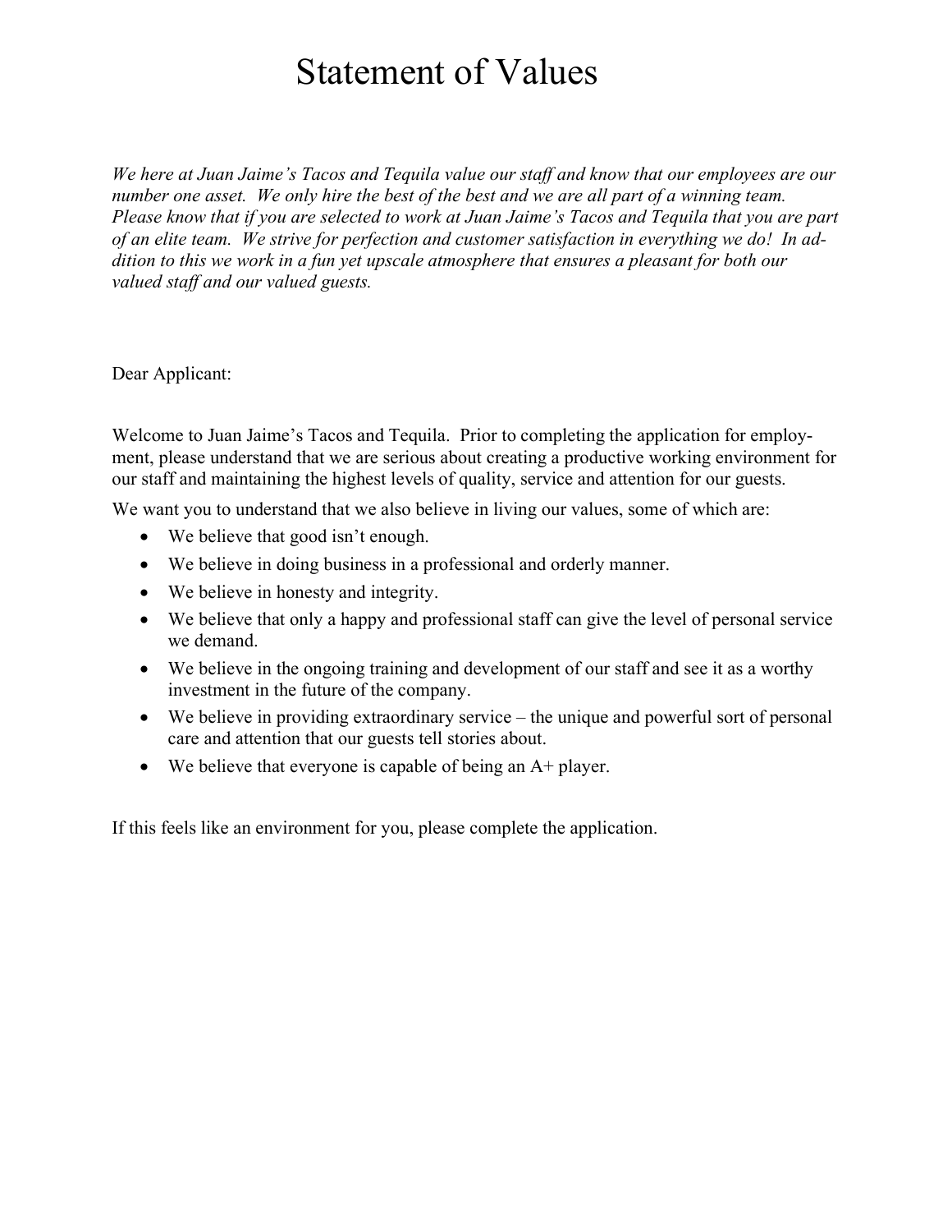# Statement of Values

*We here at Juan Jaime's Tacos and Tequila value our staff and know that our employees are our number one asset. We only hire the best of the best and we are all part of a winning team. Please know that if you are selected to work at Juan Jaime's Tacos and Tequila that you are part of an elite team. We strive for perfection and customer satisfaction in everything we do! In addition to this we work in a fun yet upscale atmosphere that ensures a pleasant for both our valued staff and our valued guests.*

Dear Applicant:

Welcome to Juan Jaime's Tacos and Tequila. Prior to completing the application for employment, please understand that we are serious about creating a productive working environment for our staff and maintaining the highest levels of quality, service and attention for our guests.

We want you to understand that we also believe in living our values, some of which are:

- We believe that good isn't enough.
- We believe in doing business in a professional and orderly manner.
- We believe in honesty and integrity.
- We believe that only a happy and professional staff can give the level of personal service we demand.
- We believe in the ongoing training and development of our staff and see it as a worthy investment in the future of the company.
- We believe in providing extraordinary service – the unique and powerful sort of personal care and attention that our guests tell stories about.
- We believe that everyone is capable of being an A+ player.

If this feels like an environment for you, please complete the application.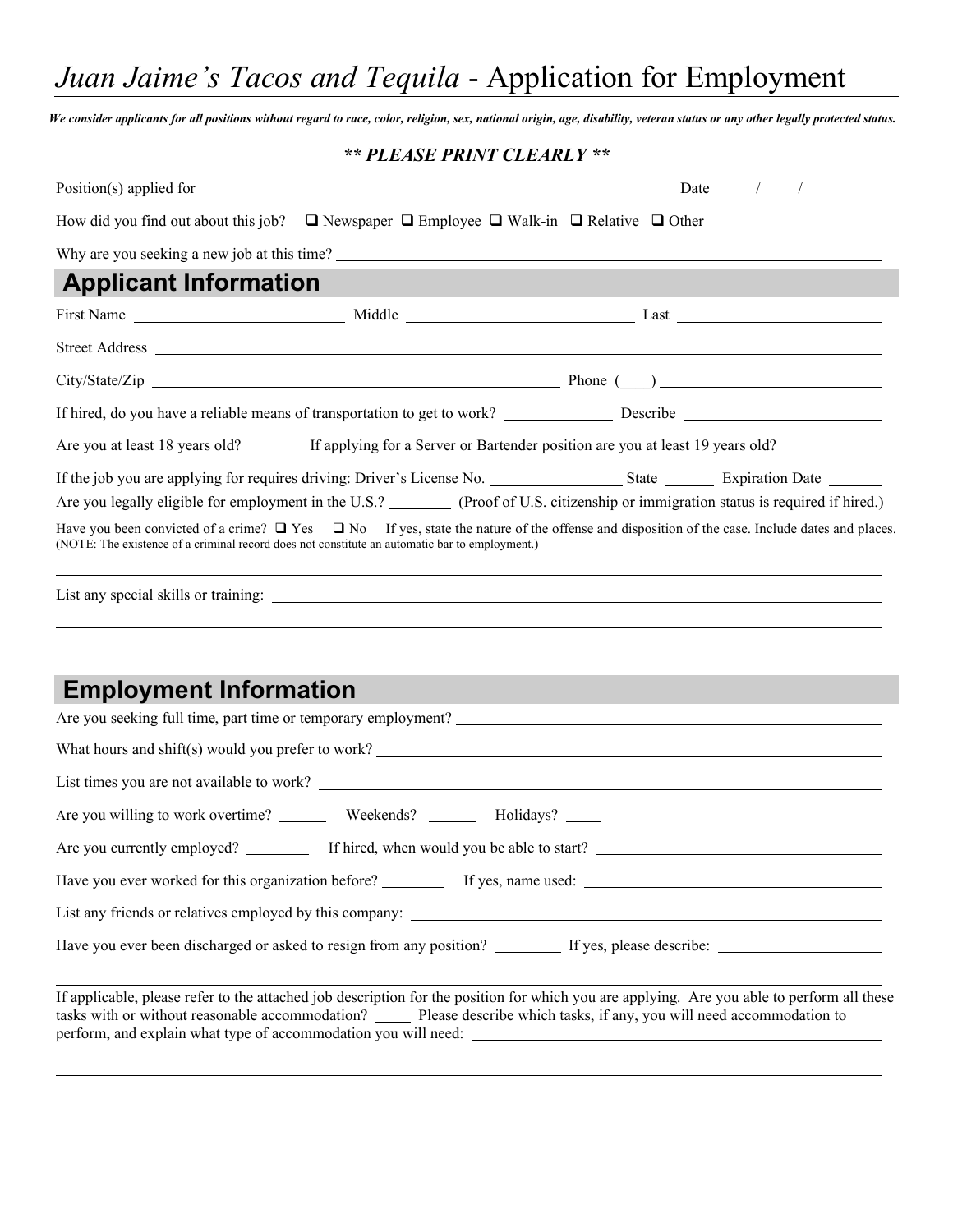# *Juan Jaime's Tacos and Tequila* - Application for Employment

***We consider applicants for all positions without regard to race, color, religion, sex, national origin, age, disability, veteran status or any other legally protected status.***

***\*\* PLEASE PRINT CLEARLY \*\****

Position(s) applied for \_\_\_\_\_\_\_\_\_\_\_\_\_\_\_\_\_\_\_\_\_\_\_\_\_\_\_\_\_\_ Date \_\_\_\_/\_\_\_\_/\_\_\_\_\_\_\_\_

How did you find out about this job? ❑ Newspaper ❑ Employee ❑ Walk-in ❑ Relative ❑ Other \_\_\_\_\_\_\_\_\_\_\_\_\_\_\_\_

Why are you seeking a new job at this time? \_\_\_\_\_\_\_\_\_\_\_\_\_\_\_\_\_\_\_\_\_\_\_\_\_\_\_\_\_\_\_\_

## Applicant Information

First Name \_\_\_\_\_\_\_\_\_\_\_\_\_\_\_\_ Middle \_\_\_\_\_\_\_\_\_\_\_\_\_\_\_\_ Last \_\_\_\_\_\_\_\_\_\_\_\_\_\_\_\_

Street Address \_\_\_\_\_\_\_\_\_\_\_\_\_\_\_\_\_\_\_\_\_\_\_\_\_\_\_\_\_\_\_\_

City/State/Zip \_\_\_\_\_\_\_\_\_\_\_\_\_\_\_\_\_\_\_\_\_\_\_\_\_\_\_\_ Phone (\_\_\_\_) \_\_\_\_\_\_\_\_\_\_\_\_\_\_\_\_

If hired, do you have a reliable means of transportation to get to work? \_\_\_\_\_\_\_\_ Describe \_\_\_\_\_\_\_\_\_\_\_\_\_\_\_\_

Are you at least 18 years old? \_\_\_\_\_\_ If applying for a Server or Bartender position are you at least 19 years old? \_\_\_\_\_\_\_\_

If the job you are applying for requires driving: Driver's License No. \_\_\_\_\_\_\_\_\_\_ State \_\_\_\_\_ Expiration Date \_\_\_\_\_

Are you legally eligible for employment in the U.S.? \_\_\_\_\_\_ (Proof of U.S. citizenship or immigration status is required if hired.)

Have you been convicted of a crime? ❑ Yes ❑ No If yes, state the nature of the offense and disposition of the case. Include dates and places. (NOTE: The existence of a criminal record does not constitute an automatic bar to employment.)

\_\_\_\_\_\_\_\_\_\_\_\_\_\_\_\_\_\_\_\_\_\_\_\_\_\_\_\_\_\_\_\_

List any special skills or training: \_\_\_\_\_\_\_\_\_\_\_\_\_\_\_\_\_\_\_\_\_\_\_\_\_\_\_\_\_\_\_\_

\_\_\_\_\_\_\_\_\_\_\_\_\_\_\_\_\_\_\_\_\_\_\_\_\_\_\_\_\_\_\_\_

## Employment Information

Are you seeking full time, part time or temporary employment? \_\_\_\_\_\_\_\_\_\_\_\_\_\_\_\_

What hours and shift(s) would you prefer to work? \_\_\_\_\_\_\_\_\_\_\_\_\_\_\_\_

List times you are not available to work? \_\_\_\_\_\_\_\_\_\_\_\_\_\_\_\_

Are you willing to work overtime? \_\_\_\_\_ Weekends? \_\_\_\_\_ Holidays? \_\_\_\_\_

Are you currently employed? \_\_\_\_\_\_ If hired, when would you be able to start? \_\_\_\_\_\_\_\_\_\_\_\_\_\_\_\_

Have you ever worked for this organization before? \_\_\_\_\_\_ If yes, name used: \_\_\_\_\_\_\_\_\_\_\_\_\_\_\_\_

List any friends or relatives employed by this company: \_\_\_\_\_\_\_\_\_\_\_\_\_\_\_\_

Have you ever been discharged or asked to resign from any position? \_\_\_\_\_\_ If yes, please describe: \_\_\_\_\_\_\_\_\_\_\_\_\_\_\_\_

\_\_\_\_\_\_\_\_\_\_\_\_\_\_\_\_\_\_\_\_\_\_\_\_\_\_\_\_\_\_\_\_

If applicable, please refer to the attached job description for the position for which you are applying. Are you able to perform all these tasks with or without reasonable accommodation? \_\_\_\_ Please describe which tasks, if any, you will need accommodation to perform, and explain what type of accommodation you will need: \_\_\_\_\_\_\_\_\_\_\_\_\_\_\_\_

\_\_\_\_\_\_\_\_\_\_\_\_\_\_\_\_\_\_\_\_\_\_\_\_\_\_\_\_\_\_\_\_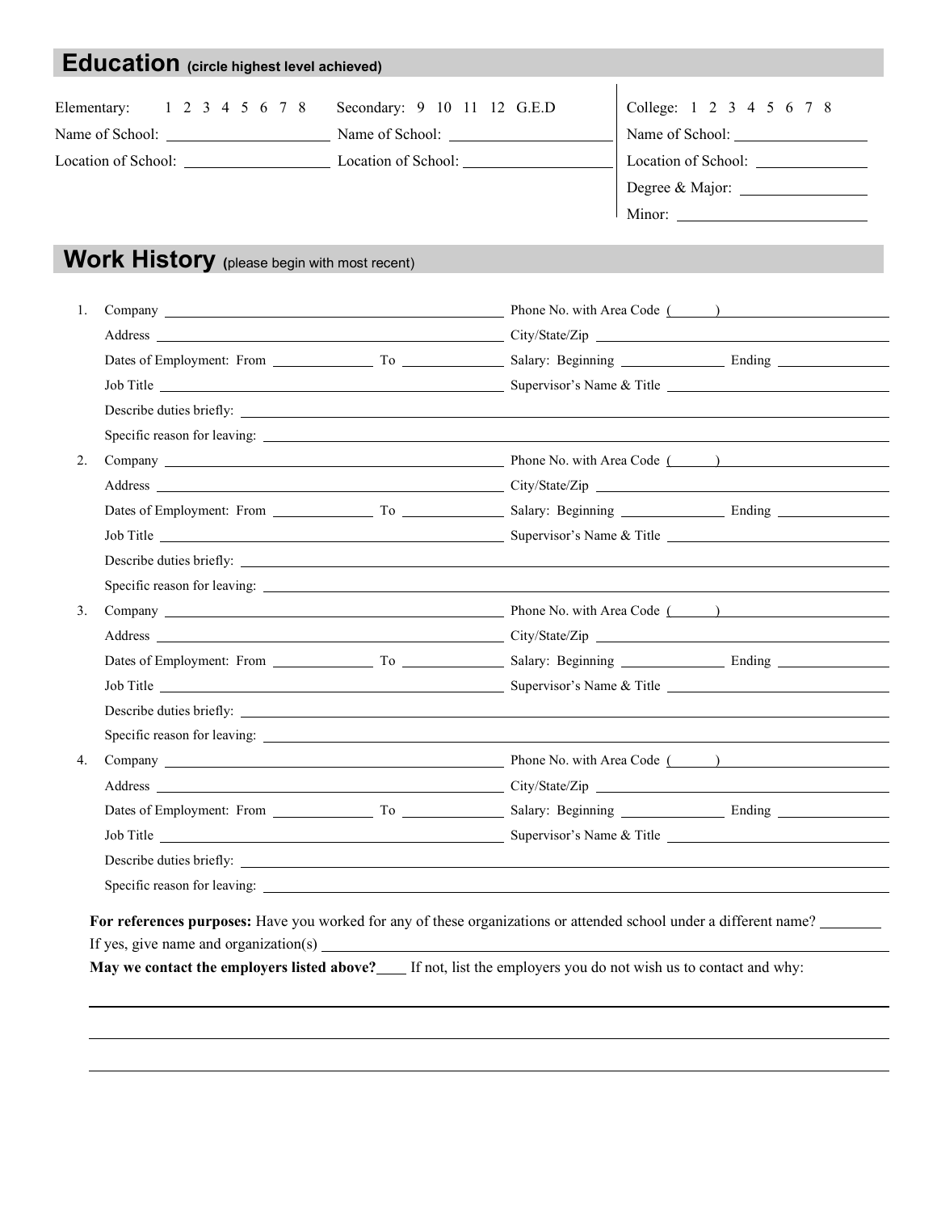## Education (circle highest level achieved)

Elementary: 1 2 3 4 5 6 7 8
Name of School: ____________________
Location of School: ____________________

Secondary: 9 10 11 12 G.E.D
Name of School: ____________________
Location of School: ____________________

College: 1 2 3 4 5 6 7 8
Name of School: ____________________
Location of School: ____________________
Degree & Major: ____________________
Minor: ____________________

## Work History (please begin with most recent)

1. Company ____________________ Phone No. with Area Code ( ) ____________________
   Address ____________________ City/State/Zip ____________________
   Dates of Employment: From ____________ To ____________ Salary: Beginning ____________ Ending ____________
   Job Title ____________________ Supervisor's Name & Title ____________________
   Describe duties briefly: ____________________
   Specific reason for leaving: ____________________
2. Company ____________________ Phone No. with Area Code ( ) ____________________
   Address ____________________ City/State/Zip ____________________
   Dates of Employment: From ____________ To ____________ Salary: Beginning ____________ Ending ____________
   Job Title ____________________ Supervisor's Name & Title ____________________
   Describe duties briefly: ____________________
   Specific reason for leaving: ____________________
3. Company ____________________ Phone No. with Area Code ( ) ____________________
   Address ____________________ City/State/Zip ____________________
   Dates of Employment: From ____________ To ____________ Salary: Beginning ____________ Ending ____________
   Job Title ____________________ Supervisor's Name & Title ____________________
   Describe duties briefly: ____________________
   Specific reason for leaving: ____________________
4. Company ____________________ Phone No. with Area Code ( ) ____________________
   Address ____________________ City/State/Zip ____________________
   Dates of Employment: From ____________ To ____________ Salary: Beginning ____________ Ending ____________
   Job Title ____________________ Supervisor's Name & Title ____________________
   Describe duties briefly: ____________________
   Specific reason for leaving: ____________________

**For references purposes:** Have you worked for any of these organizations or attended school under a different name? ________
If yes, give name and organization(s) ____________________

**May we contact the employers listed above?**____ If not, list the employers you do not wish us to contact and why:

____________________

____________________

____________________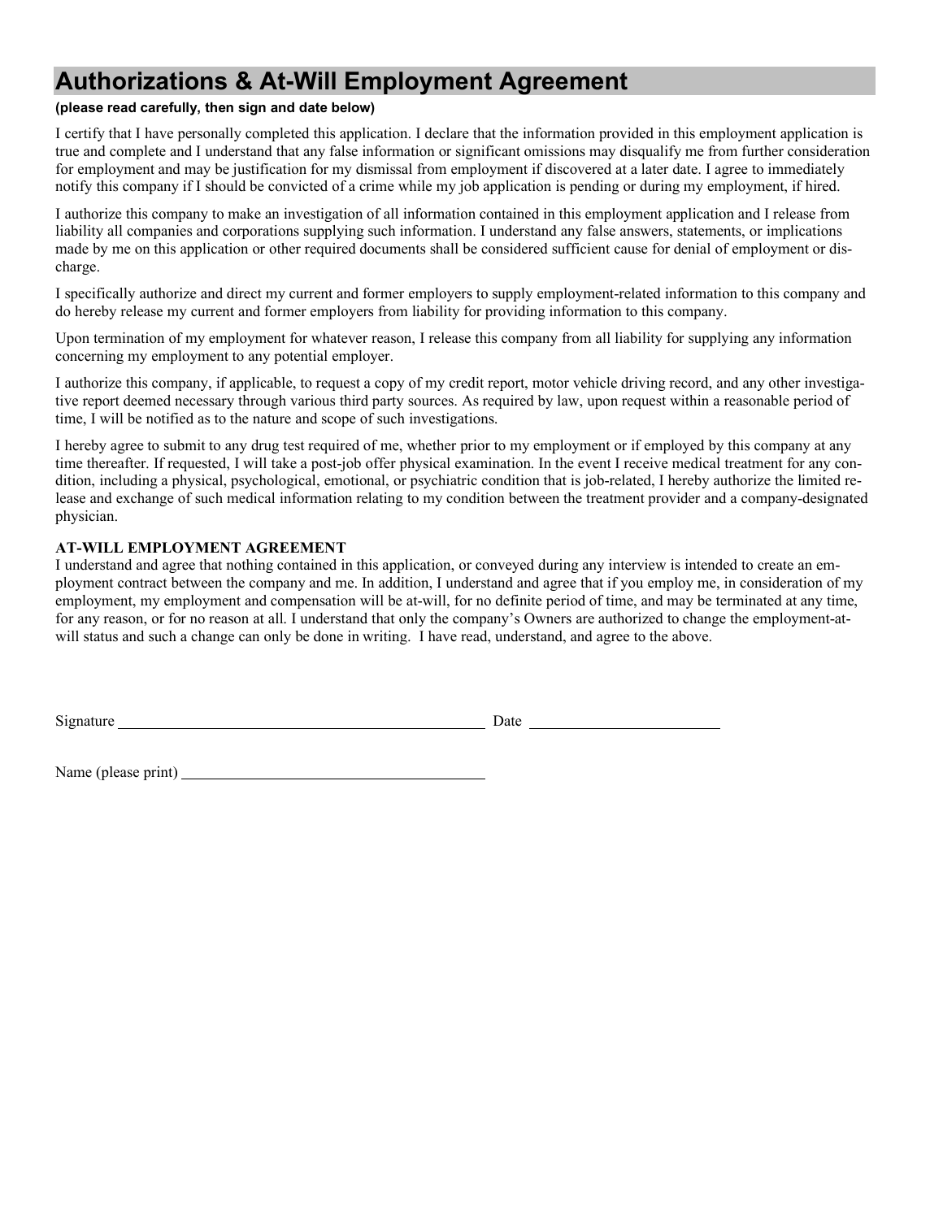## Authorizations & At-Will Employment Agreement

**(please read carefully, then sign and date below)**

I certify that I have personally completed this application. I declare that the information provided in this employment application is true and complete and I understand that any false information or significant omissions may disqualify me from further consideration for employment and may be justification for my dismissal from employment if discovered at a later date. I agree to immediately notify this company if I should be convicted of a crime while my job application is pending or during my employment, if hired.

I authorize this company to make an investigation of all information contained in this employment application and I release from liability all companies and corporations supplying such information. I understand any false answers, statements, or implications made by me on this application or other required documents shall be considered sufficient cause for denial of employment or discharge.

I specifically authorize and direct my current and former employers to supply employment-related information to this company and do hereby release my current and former employers from liability for providing information to this company.

Upon termination of my employment for whatever reason, I release this company from all liability for supplying any information concerning my employment to any potential employer.

I authorize this company, if applicable, to request a copy of my credit report, motor vehicle driving record, and any other investigative report deemed necessary through various third party sources. As required by law, upon request within a reasonable period of time, I will be notified as to the nature and scope of such investigations.

I hereby agree to submit to any drug test required of me, whether prior to my employment or if employed by this company at any time thereafter. If requested, I will take a post-job offer physical examination. In the event I receive medical treatment for any condition, including a physical, psychological, emotional, or psychiatric condition that is job-related, I hereby authorize the limited release and exchange of such medical information relating to my condition between the treatment provider and a company-designated physician.

**AT-WILL EMPLOYMENT AGREEMENT**

I understand and agree that nothing contained in this application, or conveyed during any interview is intended to create an employment contract between the company and me. In addition, I understand and agree that if you employ me, in consideration of my employment, my employment and compensation will be at-will, for no definite period of time, and may be terminated at any time, for any reason, or for no reason at all. I understand that only the company's Owners are authorized to change the employment-at-will status and such a change can only be done in writing. I have read, understand, and agree to the above.

Signature ______________________________ Date ____________________

Name (please print) ______________________________